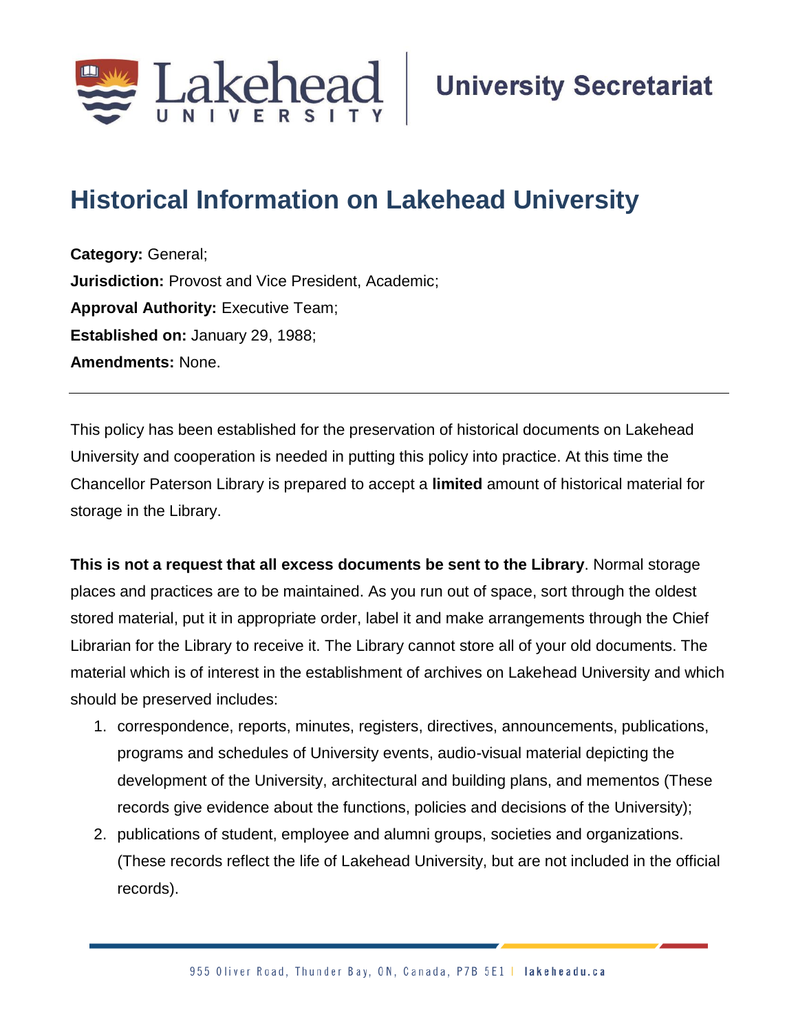Lakehead University | University Secretariat

# Historical Information on Lakehead University

**Category:** General;
**Jurisdiction:** Provost and Vice President, Academic;
**Approval Authority:** Executive Team;
**Established on:** January 29, 1988;
**Amendments:** None.

---

This policy has been established for the preservation of historical documents on Lakehead University and cooperation is needed in putting this policy into practice. At this time the Chancellor Paterson Library is prepared to accept a **limited** amount of historical material for storage in the Library.

**This is not a request that all excess documents be sent to the Library**. Normal storage places and practices are to be maintained. As you run out of space, sort through the oldest stored material, put it in appropriate order, label it and make arrangements through the Chief Librarian for the Library to receive it. The Library cannot store all of your old documents. The material which is of interest in the establishment of archives on Lakehead University and which should be preserved includes:

1. correspondence, reports, minutes, registers, directives, announcements, publications, programs and schedules of University events, audio-visual material depicting the development of the University, architectural and building plans, and mementos (These records give evidence about the functions, policies and decisions of the University);
2. publications of student, employee and alumni groups, societies and organizations. (These records reflect the life of Lakehead University, but are not included in the official records).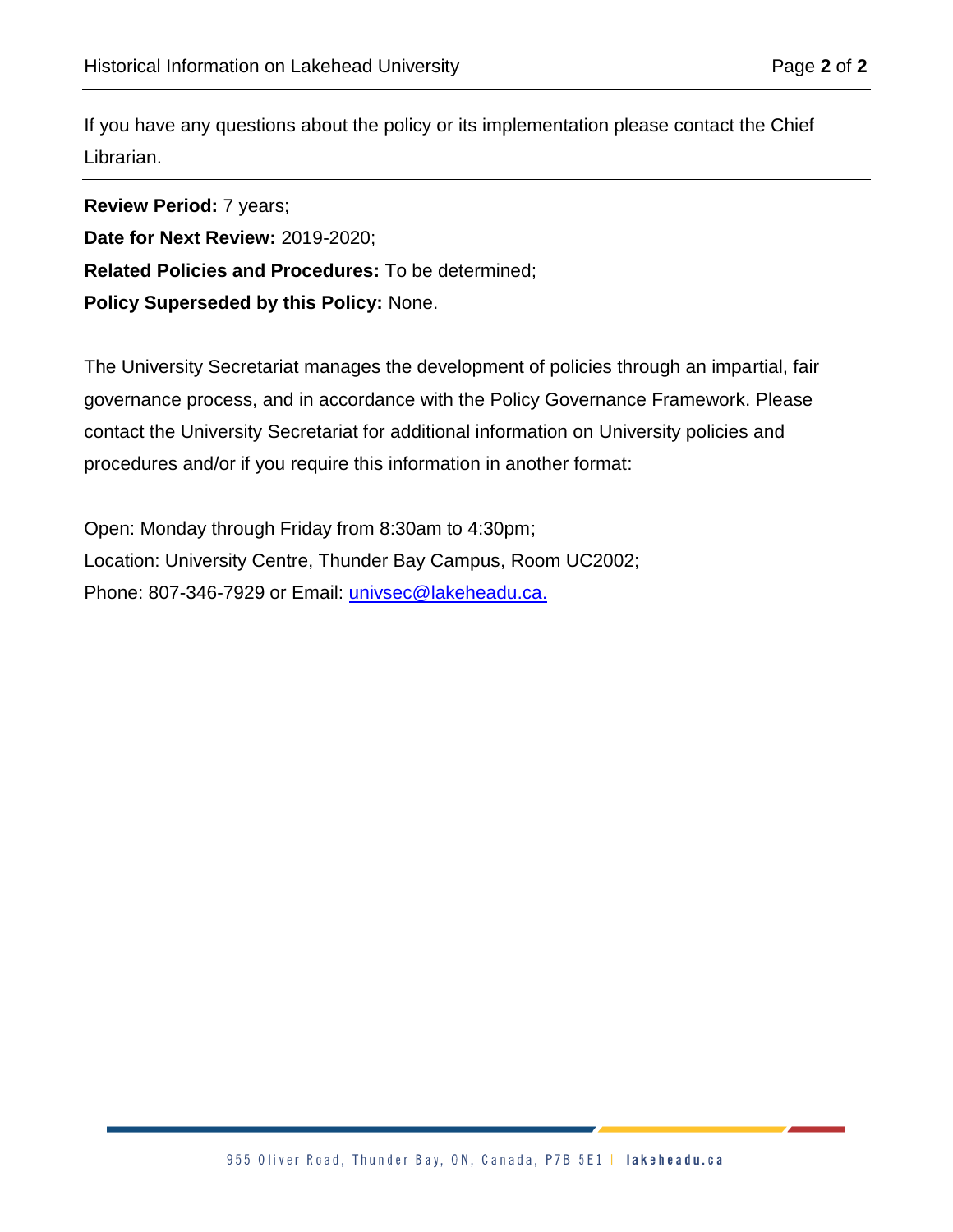If you have any questions about the policy or its implementation please contact the Chief Librarian.

---

**Review Period:** 7 years;
**Date for Next Review:** 2019-2020;
**Related Policies and Procedures:** To be determined;
**Policy Superseded by this Policy:** None.

The University Secretariat manages the development of policies through an impartial, fair governance process, and in accordance with the Policy Governance Framework. Please contact the University Secretariat for additional information on University policies and procedures and/or if you require this information in another format:

Open: Monday through Friday from 8:30am to 4:30pm;
Location: University Centre, Thunder Bay Campus, Room UC2002;
Phone: 807-346-7929 or Email: univsec@lakeheadu.ca.